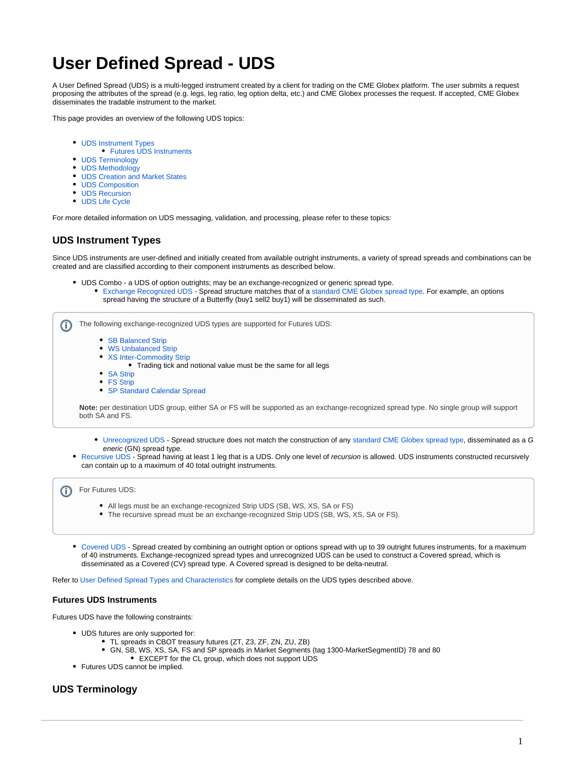# User Defined Spread - UDS

A User Defined Spread (UDS) is a multi-legged instrument created by a client for trading on the CME Globex platform. The user submits a request proposing the attributes of the spread (e.g. legs, leg ratio, leg option delta, etc.) and CME Globex processes the request. If accepted, CME Globex disseminates the tradable instrument to the market.

This page provides an overview of the following UDS topics:

- UDS Instrument Types
  - Futures UDS Instruments
- UDS Terminology
- UDS Methodology
- UDS Creation and Market States
- UDS Composition
- UDS Recursion
- UDS Life Cycle

For more detailed information on UDS messaging, validation, and processing, please refer to these topics:

## UDS Instrument Types

Since UDS instruments are user-defined and initially created from available outright instruments, a variety of spread spreads and combinations can be created and are classified according to their component instruments as described below.

- UDS Combo - a UDS of option outrights; may be an exchange-recognized or generic spread type.
  - Exchange Recognized UDS - Spread structure matches that of a standard CME Globex spread type. For example, an options spread having the structure of a Butterfly (buy1 sell2 buy1) will be disseminated as such.

> The following exchange-recognized UDS types are supported for Futures UDS:
>
> - SB Balanced Strip
> - WS Unbalanced Strip
> - XS Inter-Commodity Strip
>   - Trading tick and notional value must be the same for all legs
> - SA Strip
> - FS Strip
> - SP Standard Calendar Spread
>
> **Note:** per destination UDS group, either SA or FS will be supported as an exchange-recognized spread type. No single group will support both SA and FS.

  - Unrecognized UDS - Spread structure does not match the construction of any standard CME Globex spread type, disseminated as a *Generic* (GN) spread type.
- Recursive UDS - Spread having at least 1 leg that is a UDS. Only one level of *recursion* is allowed. UDS instruments constructed recursively can contain up to a maximum of 40 total outright instruments.

> For Futures UDS:
>
> - All legs must be an exchange-recognized Strip UDS (SB, WS, XS, SA or FS)
> - The recursive spread must be an exchange-recognized Strip UDS (SB, WS, XS, SA or FS).

- Covered UDS - Spread created by combining an outright option or options spread with up to 39 outright futures instruments, for a maximum of 40 instruments. Exchange-recognized spread types and unrecognized UDS can be used to construct a Covered spread, which is disseminated as a Covered (CV) spread type. A Covered spread is designed to be delta-neutral.

Refer to User Defined Spread Types and Characteristics for complete details on the UDS types described above.

### Futures UDS Instruments

Futures UDS have the following constraints:

- UDS futures are only supported for:
  - TL spreads in CBOT treasury futures (ZT, Z3, ZF, ZN, ZU, ZB)
  - GN, SB, WS, XS, SA, FS and SP spreads in Market Segments (tag 1300-MarketSegmentID) 78 and 80
    - EXCEPT for the CL group, which does not support UDS
- Futures UDS cannot be implied.

## UDS Terminology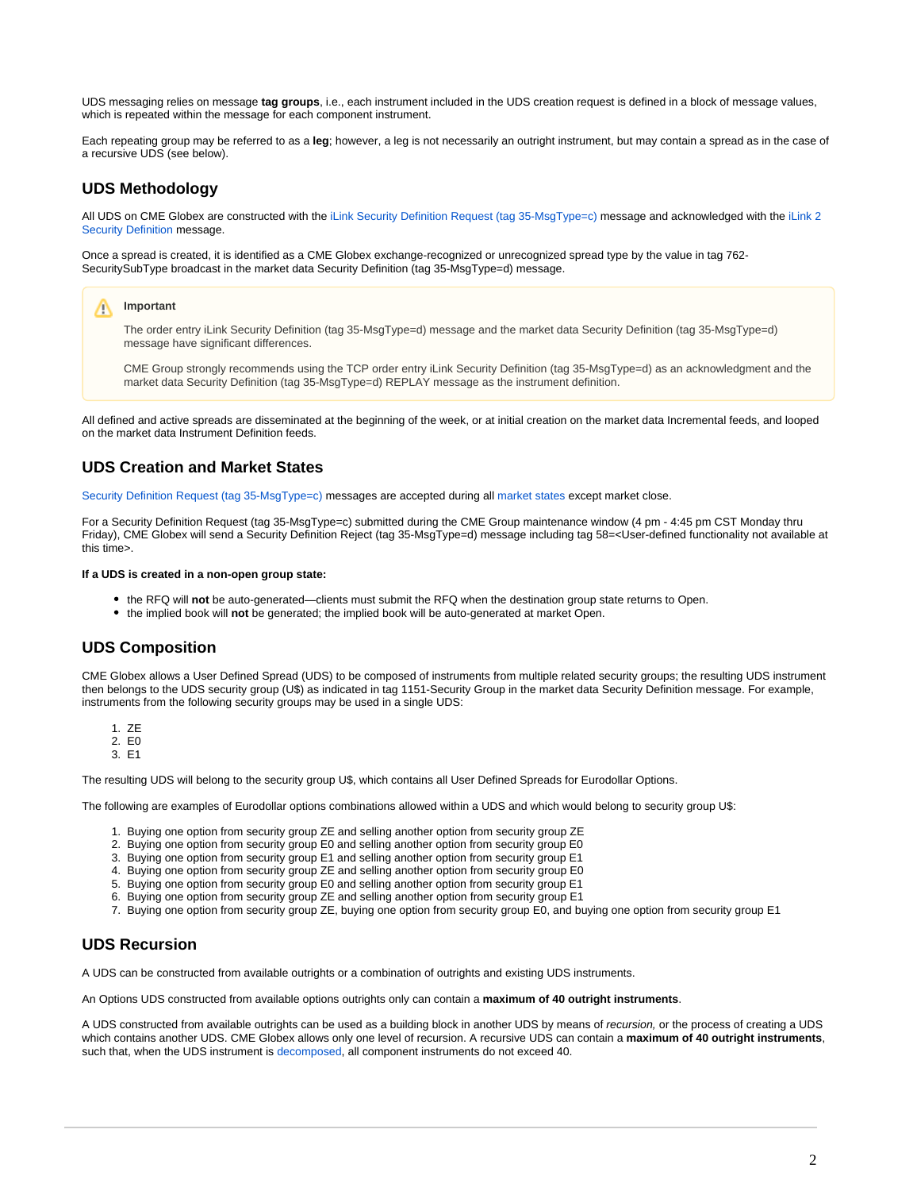UDS messaging relies on message **tag groups**, i.e., each instrument included in the UDS creation request is defined in a block of message values, which is repeated within the message for each component instrument.

Each repeating group may be referred to as a **leg**; however, a leg is not necessarily an outright instrument, but may contain a spread as in the case of a recursive UDS (see below).

## UDS Methodology

All UDS on CME Globex are constructed with the iLink Security Definition Request (tag 35-MsgType=c) message and acknowledged with the iLink 2 Security Definition message.

Once a spread is created, it is identified as a CME Globex exchange-recognized or unrecognized spread type by the value in tag 762-SecuritySubType broadcast in the market data Security Definition (tag 35-MsgType=d) message.

> **Important**
>
> The order entry iLink Security Definition (tag 35-MsgType=d) message and the market data Security Definition (tag 35-MsgType=d) message have significant differences.
>
> CME Group strongly recommends using the TCP order entry iLink Security Definition (tag 35-MsgType=d) as an acknowledgment and the market data Security Definition (tag 35-MsgType=d) REPLAY message as the instrument definition.

All defined and active spreads are disseminated at the beginning of the week, or at initial creation on the market data Incremental feeds, and looped on the market data Instrument Definition feeds.

## UDS Creation and Market States

Security Definition Request (tag 35-MsgType=c) messages are accepted during all market states except market close.

For a Security Definition Request (tag 35-MsgType=c) submitted during the CME Group maintenance window (4 pm - 4:45 pm CST Monday thru Friday), CME Globex will send a Security Definition Reject (tag 35-MsgType=d) message including tag 58=<User-defined functionality not available at this time>.

**If a UDS is created in a non-open group state:**

- the RFQ will **not** be auto-generated—clients must submit the RFQ when the destination group state returns to Open.
- the implied book will **not** be generated; the implied book will be auto-generated at market Open.

## UDS Composition

CME Globex allows a User Defined Spread (UDS) to be composed of instruments from multiple related security groups; the resulting UDS instrument then belongs to the UDS security group (U$) as indicated in tag 1151-Security Group in the market data Security Definition message. For example, instruments from the following security groups may be used in a single UDS:

1. ZE
2. E0
3. E1

The resulting UDS will belong to the security group U$, which contains all User Defined Spreads for Eurodollar Options.

The following are examples of Eurodollar options combinations allowed within a UDS and which would belong to security group U$:

1. Buying one option from security group ZE and selling another option from security group ZE
2. Buying one option from security group E0 and selling another option from security group E0
3. Buying one option from security group E1 and selling another option from security group E1
4. Buying one option from security group ZE and selling another option from security group E0
5. Buying one option from security group E0 and selling another option from security group E1
6. Buying one option from security group ZE and selling another option from security group E1
7. Buying one option from security group ZE, buying one option from security group E0, and buying one option from security group E1

## UDS Recursion

A UDS can be constructed from available outrights or a combination of outrights and existing UDS instruments.

An Options UDS constructed from available options outrights only can contain a **maximum of 40 outright instruments**.

A UDS constructed from available outrights can be used as a building block in another UDS by means of *recursion,* or the process of creating a UDS which contains another UDS. CME Globex allows only one level of recursion. A recursive UDS can contain a **maximum of 40 outright instruments**, such that, when the UDS instrument is decomposed, all component instruments do not exceed 40.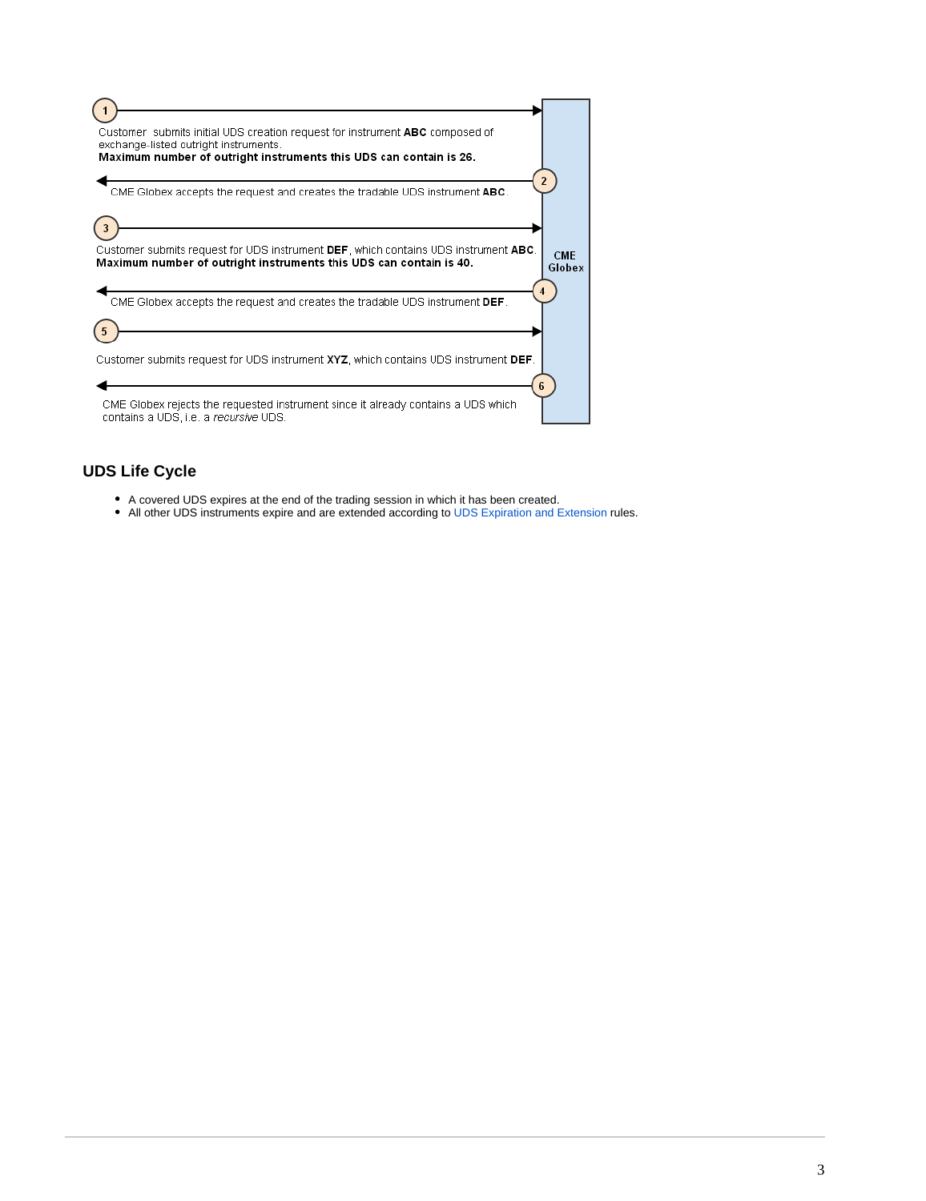1

Customer submits initial UDS creation request for instrument **ABC** composed of exchange-listed outright instruments.
**Maximum number of outright instruments this UDS can contain is 26.**

2

CME Globex accepts the request and creates the tradable UDS instrument **ABC**.

3

Customer submits request for UDS instrument **DEF**, which contains UDS instrument **ABC**.
**Maximum number of outright instruments this UDS can contain is 40.**

4

CME Globex accepts the request and creates the tradable UDS instrument **DEF**.

5

Customer submits request for UDS instrument **XYZ**, which contains UDS instrument **DEF**.

6

CME Globex rejects the requested instrument since it already contains a UDS which contains a UDS, i.e. a *recursive* UDS.

CME Globex

## UDS Life Cycle

- A covered UDS expires at the end of the trading session in which it has been created.
- All other UDS instruments expire and are extended according to UDS Expiration and Extension rules.